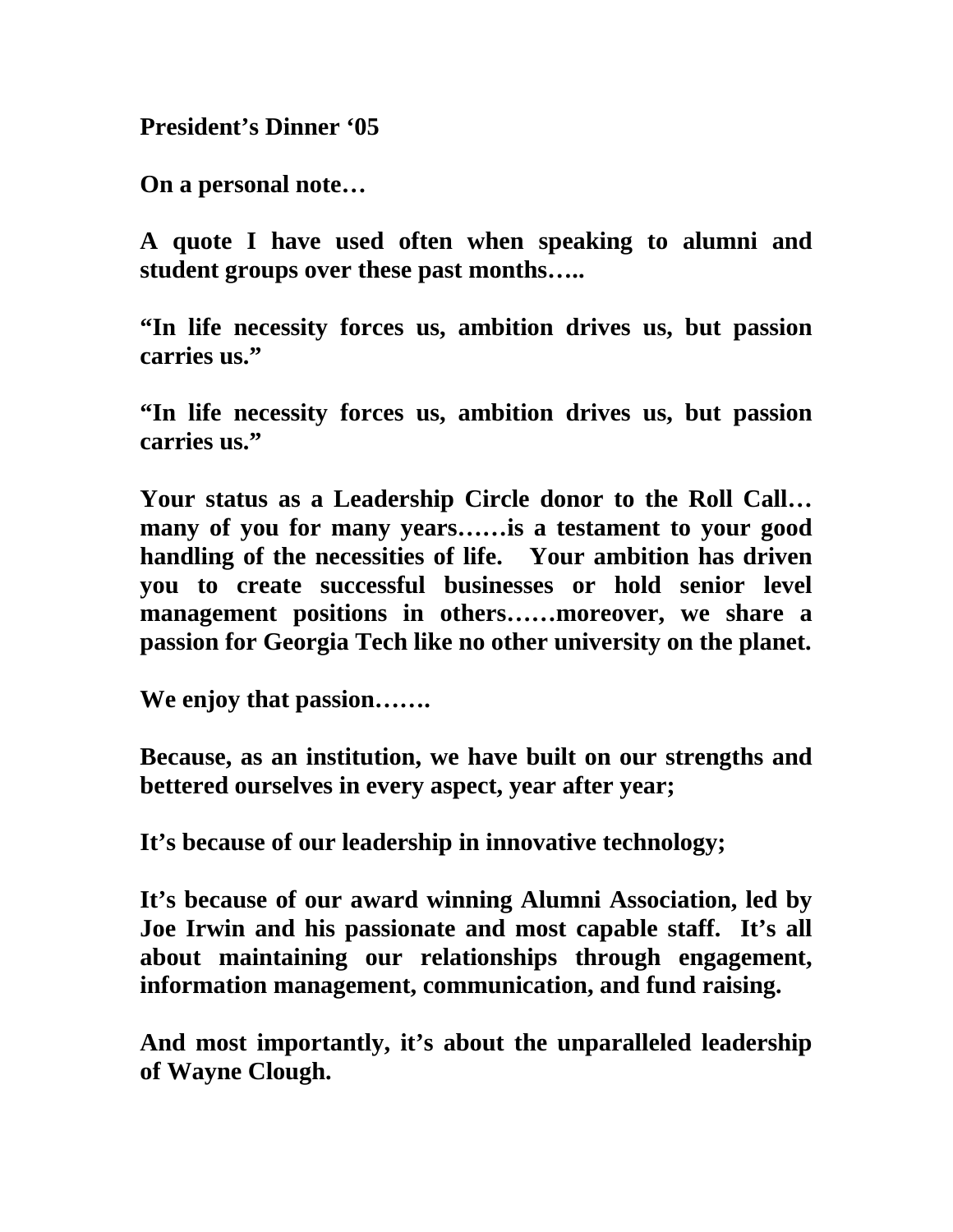**President's Dinner '05**

**On a personal note…**

**A quote I have used often when speaking to alumni and student groups over these past months…..**

**"In life necessity forces us, ambition drives us, but passion carries us."**

**"In life necessity forces us, ambition drives us, but passion carries us."**

**Your status as a Leadership Circle donor to the Roll Call… many of you for many years……is a testament to your good handling of the necessities of life. Your ambition has driven you to create successful businesses or hold senior level management positions in others……moreover, we share a passion for Georgia Tech like no other university on the planet.**

**We enjoy that passion…….**

**Because, as an institution, we have built on our strengths and bettered ourselves in every aspect, year after year;**

**It's because of our leadership in innovative technology;**

**It's because of our award winning Alumni Association, led by Joe Irwin and his passionate and most capable staff. It's all about maintaining our relationships through engagement, information management, communication, and fund raising.**

**And most importantly, it's about the unparalleled leadership of Wayne Clough.**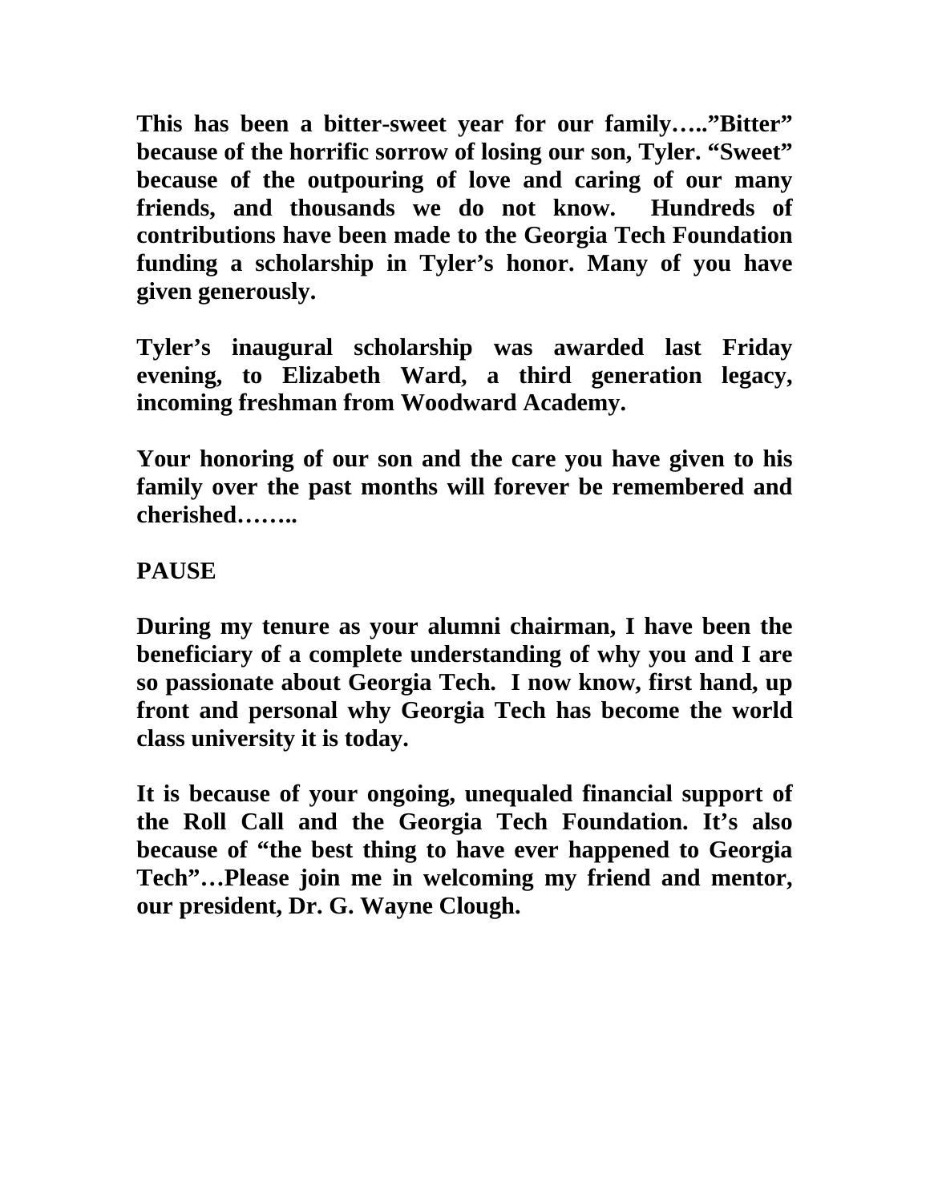**This has been a bitter-sweet year for our family….."Bitter" because of the horrific sorrow of losing our son, Tyler. "Sweet" because of the outpouring of love and caring of our many friends, and thousands we do not know. Hundreds of contributions have been made to the Georgia Tech Foundation funding a scholarship in Tyler's honor. Many of you have given generously.**

**Tyler's inaugural scholarship was awarded last Friday evening, to Elizabeth Ward, a third generation legacy, incoming freshman from Woodward Academy.**

**Your honoring of our son and the care you have given to his family over the past months will forever be remembered and cherished……..**

**PAUSE**

**During my tenure as your alumni chairman, I have been the beneficiary of a complete understanding of why you and I are so passionate about Georgia Tech. I now know, first hand, up front and personal why Georgia Tech has become the world class university it is today.**

**It is because of your ongoing, unequaled financial support of the Roll Call and the Georgia Tech Foundation. It's also because of "the best thing to have ever happened to Georgia Tech"…Please join me in welcoming my friend and mentor, our president, Dr. G. Wayne Clough.**